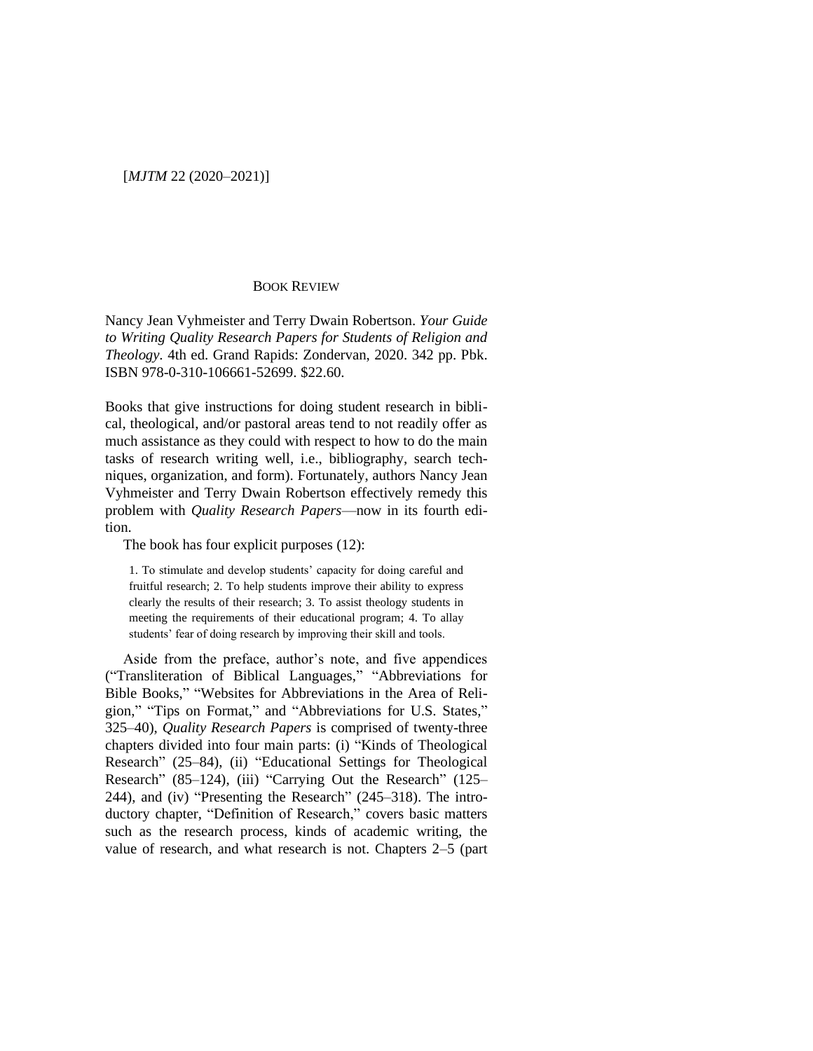# BOOK REVIEW

Nancy Jean Vyhmeister and Terry Dwain Robertson. *Your Guide to Writing Quality Research Papers for Students of Religion and Theology*. 4th ed. Grand Rapids: Zondervan, 2020. 342 pp. Pbk. ISBN 978-0-310-106661-52699. $22.60.

Books that give instructions for doing student research in biblical, theological, and/or pastoral areas tend to not readily offer as much assistance as they could with respect to how to do the main tasks of research writing well, i.e., bibliography, search techniques, organization, and form). Fortunately, authors Nancy Jean Vyhmeister and Terry Dwain Robertson effectively remedy this problem with *Quality Research Papers*—now in its fourth edition.

The book has four explicit purposes (12):

> 1. To stimulate and develop students' capacity for doing careful and fruitful research; 2. To help students improve their ability to express clearly the results of their research; 3. To assist theology students in meeting the requirements of their educational program; 4. To allay students' fear of doing research by improving their skill and tools.

Aside from the preface, author's note, and five appendices ("Transliteration of Biblical Languages," "Abbreviations for Bible Books," "Websites for Abbreviations in the Area of Religion," "Tips on Format," and "Abbreviations for U.S. States," 325–40), *Quality Research Papers* is comprised of twenty-three chapters divided into four main parts: (i) "Kinds of Theological Research" (25–84), (ii) "Educational Settings for Theological Research" (85–124), (iii) "Carrying Out the Research" (125–244), and (iv) "Presenting the Research" (245–318). The introductory chapter, "Definition of Research," covers basic matters such as the research process, kinds of academic writing, the value of research, and what research is not. Chapters 2–5 (part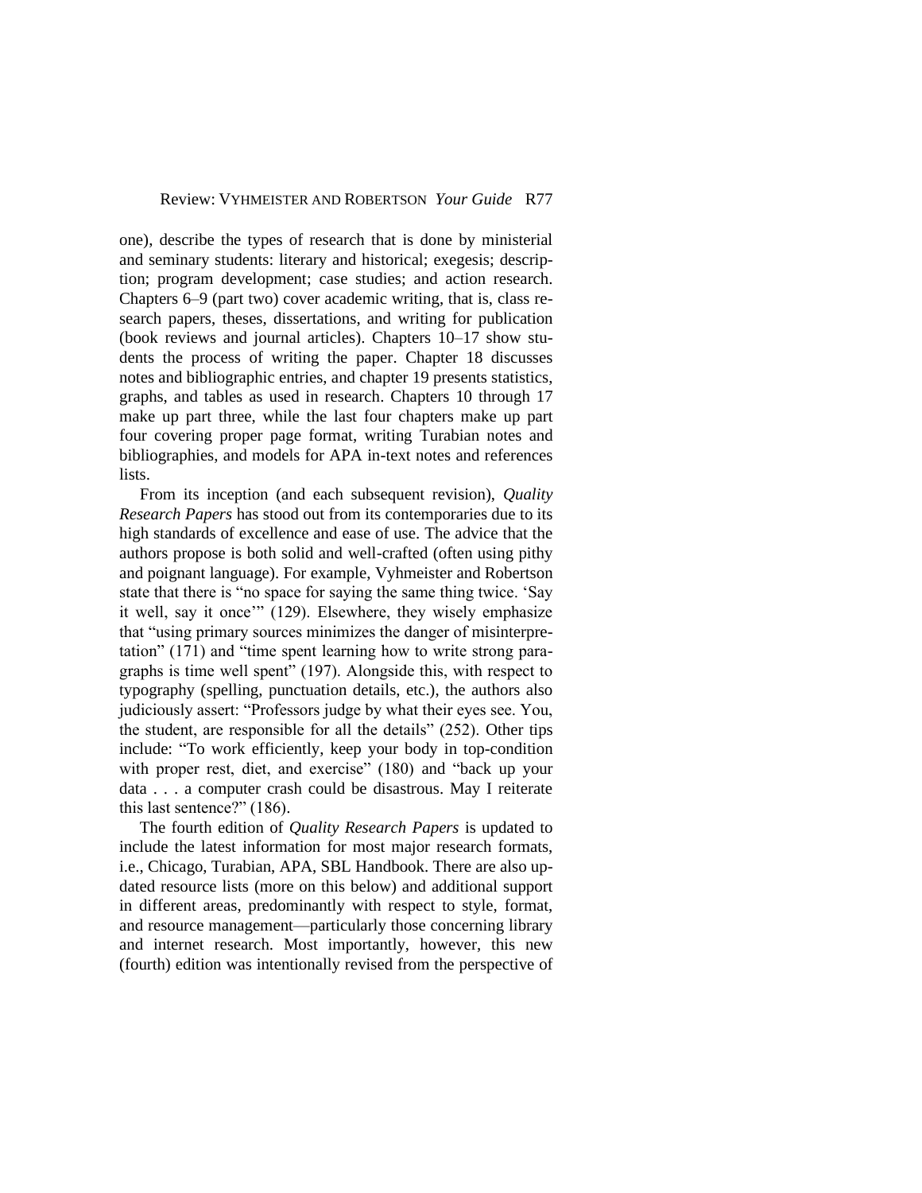one), describe the types of research that is done by ministerial and seminary students: literary and historical; exegesis; description; program development; case studies; and action research. Chapters 6–9 (part two) cover academic writing, that is, class research papers, theses, dissertations, and writing for publication (book reviews and journal articles). Chapters 10–17 show students the process of writing the paper. Chapter 18 discusses notes and bibliographic entries, and chapter 19 presents statistics, graphs, and tables as used in research. Chapters 10 through 17 make up part three, while the last four chapters make up part four covering proper page format, writing Turabian notes and bibliographies, and models for APA in-text notes and references lists.

From its inception (and each subsequent revision), *Quality Research Papers* has stood out from its contemporaries due to its high standards of excellence and ease of use. The advice that the authors propose is both solid and well-crafted (often using pithy and poignant language). For example, Vyhmeister and Robertson state that there is "no space for saying the same thing twice. 'Say it well, say it once'" (129). Elsewhere, they wisely emphasize that "using primary sources minimizes the danger of misinterpretation" (171) and "time spent learning how to write strong paragraphs is time well spent" (197). Alongside this, with respect to typography (spelling, punctuation details, etc.), the authors also judiciously assert: "Professors judge by what their eyes see. You, the student, are responsible for all the details" (252). Other tips include: "To work efficiently, keep your body in top-condition with proper rest, diet, and exercise" (180) and "back up your data . . . a computer crash could be disastrous. May I reiterate this last sentence?" (186).

The fourth edition of *Quality Research Papers* is updated to include the latest information for most major research formats, i.e., Chicago, Turabian, APA, SBL Handbook. There are also updated resource lists (more on this below) and additional support in different areas, predominantly with respect to style, format, and resource management—particularly those concerning library and internet research. Most importantly, however, this new (fourth) edition was intentionally revised from the perspective of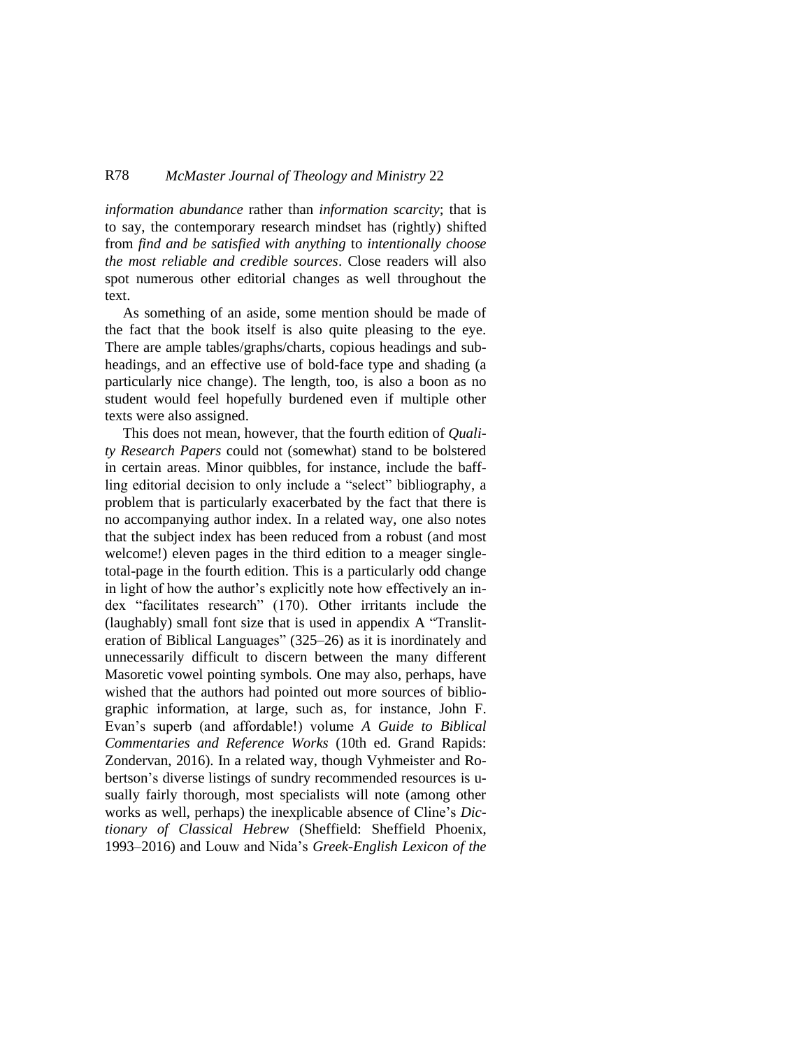*information abundance* rather than *information scarcity*; that is to say, the contemporary research mindset has (rightly) shifted from *find and be satisfied with anything* to *intentionally choose the most reliable and credible sources*. Close readers will also spot numerous other editorial changes as well throughout the text.

As something of an aside, some mention should be made of the fact that the book itself is also quite pleasing to the eye. There are ample tables/graphs/charts, copious headings and subheadings, and an effective use of bold-face type and shading (a particularly nice change). The length, too, is also a boon as no student would feel hopefully burdened even if multiple other texts were also assigned.

This does not mean, however, that the fourth edition of *Quality Research Papers* could not (somewhat) stand to be bolstered in certain areas. Minor quibbles, for instance, include the baffling editorial decision to only include a "select" bibliography, a problem that is particularly exacerbated by the fact that there is no accompanying author index. In a related way, one also notes that the subject index has been reduced from a robust (and most welcome!) eleven pages in the third edition to a meager single-total-page in the fourth edition. This is a particularly odd change in light of how the author's explicitly note how effectively an index "facilitates research" (170). Other irritants include the (laughably) small font size that is used in appendix A "Transliteration of Biblical Languages" (325–26) as it is inordinately and unnecessarily difficult to discern between the many different Masoretic vowel pointing symbols. One may also, perhaps, have wished that the authors had pointed out more sources of bibliographic information, at large, such as, for instance, John F. Evan's superb (and affordable!) volume *A Guide to Biblical Commentaries and Reference Works* (10th ed. Grand Rapids: Zondervan, 2016). In a related way, though Vyhmeister and Robertson's diverse listings of sundry recommended resources is usually fairly thorough, most specialists will note (among other works as well, perhaps) the inexplicable absence of Cline's *Dictionary of Classical Hebrew* (Sheffield: Sheffield Phoenix, 1993–2016) and Louw and Nida's *Greek-English Lexicon of the*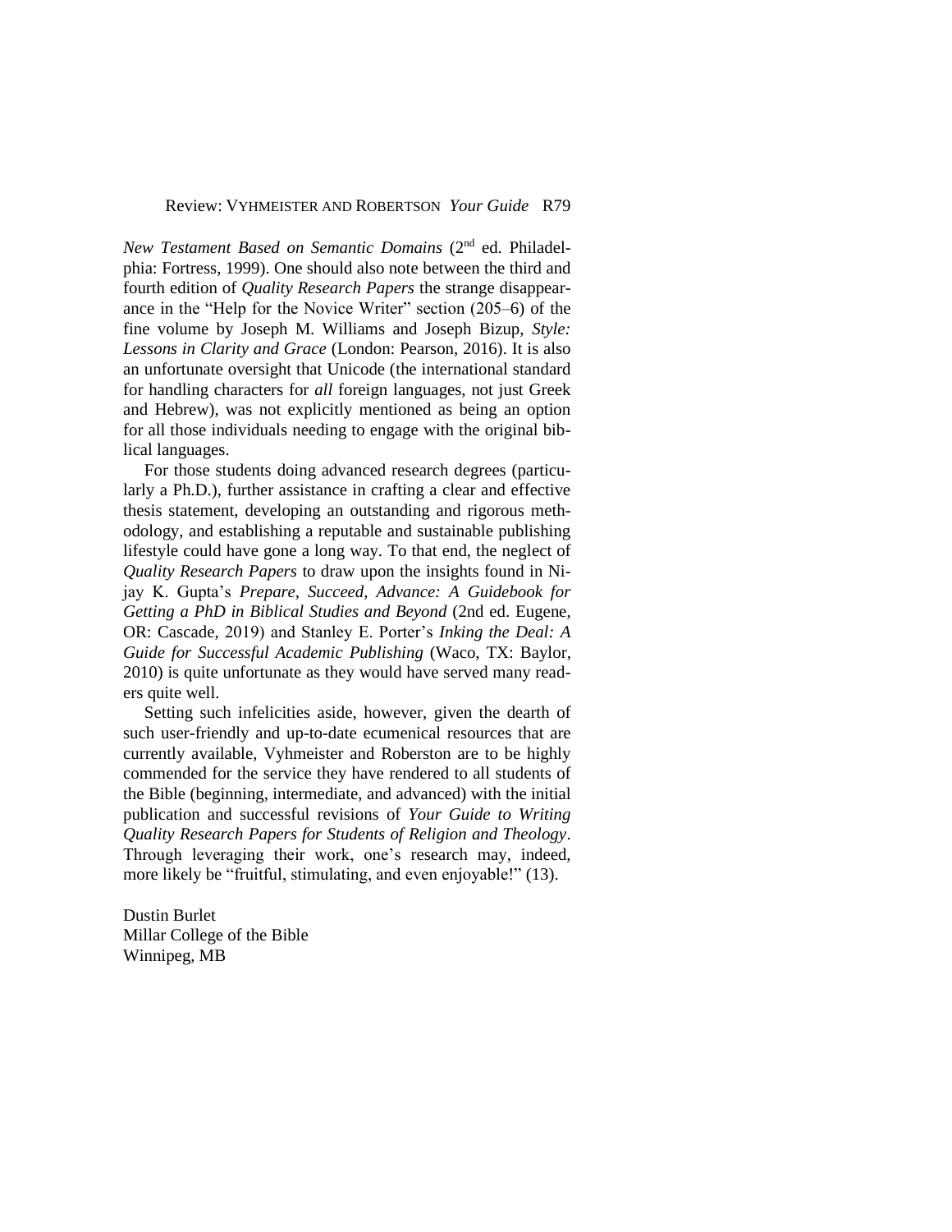*New Testament Based on Semantic Domains* (2nd ed. Philadelphia: Fortress, 1999). One should also note between the third and fourth edition of *Quality Research Papers* the strange disappearance in the "Help for the Novice Writer" section (205–6) of the fine volume by Joseph M. Williams and Joseph Bizup, *Style: Lessons in Clarity and Grace* (London: Pearson, 2016). It is also an unfortunate oversight that Unicode (the international standard for handling characters for *all* foreign languages, not just Greek and Hebrew), was not explicitly mentioned as being an option for all those individuals needing to engage with the original biblical languages.

For those students doing advanced research degrees (particularly a Ph.D.), further assistance in crafting a clear and effective thesis statement, developing an outstanding and rigorous methodology, and establishing a reputable and sustainable publishing lifestyle could have gone a long way. To that end, the neglect of *Quality Research Papers* to draw upon the insights found in Nijay K. Gupta's *Prepare, Succeed, Advance: A Guidebook for Getting a PhD in Biblical Studies and Beyond* (2nd ed. Eugene, OR: Cascade, 2019) and Stanley E. Porter's *Inking the Deal: A Guide for Successful Academic Publishing* (Waco, TX: Baylor, 2010) is quite unfortunate as they would have served many readers quite well.

Setting such infelicities aside, however, given the dearth of such user-friendly and up-to-date ecumenical resources that are currently available, Vyhmeister and Roberston are to be highly commended for the service they have rendered to all students of the Bible (beginning, intermediate, and advanced) with the initial publication and successful revisions of *Your Guide to Writing Quality Research Papers for Students of Religion and Theology*. Through leveraging their work, one's research may, indeed, more likely be "fruitful, stimulating, and even enjoyable!" (13).

Dustin Burlet
Millar College of the Bible
Winnipeg, MB